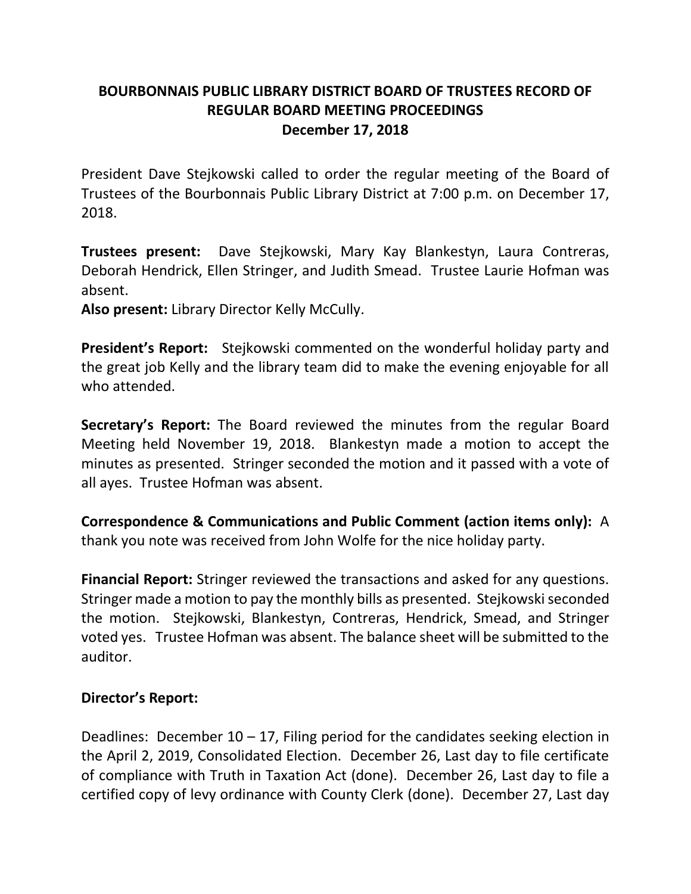# BOURBONNAIS PUBLIC LIBRARY DISTRICT BOARD OF TRUSTEES RECORD OF REGULAR BOARD MEETING PROCEEDINGS
## December 17, 2018

President Dave Stejkowski called to order the regular meeting of the Board of Trustees of the Bourbonnais Public Library District at 7:00 p.m. on December 17, 2018.

**Trustees present:** Dave Stejkowski, Mary Kay Blankestyn, Laura Contreras, Deborah Hendrick, Ellen Stringer, and Judith Smead. Trustee Laurie Hofman was absent.
**Also present:** Library Director Kelly McCully.

**President's Report:** Stejkowski commented on the wonderful holiday party and the great job Kelly and the library team did to make the evening enjoyable for all who attended.

**Secretary's Report:** The Board reviewed the minutes from the regular Board Meeting held November 19, 2018. Blankestyn made a motion to accept the minutes as presented. Stringer seconded the motion and it passed with a vote of all ayes. Trustee Hofman was absent.

**Correspondence & Communications and Public Comment (action items only):** A thank you note was received from John Wolfe for the nice holiday party.

**Financial Report:** Stringer reviewed the transactions and asked for any questions. Stringer made a motion to pay the monthly bills as presented. Stejkowski seconded the motion. Stejkowski, Blankestyn, Contreras, Hendrick, Smead, and Stringer voted yes. Trustee Hofman was absent. The balance sheet will be submitted to the auditor.

**Director's Report:**

Deadlines: December 10 – 17, Filing period for the candidates seeking election in the April 2, 2019, Consolidated Election. December 26, Last day to file certificate of compliance with Truth in Taxation Act (done). December 26, Last day to file a certified copy of levy ordinance with County Clerk (done). December 27, Last day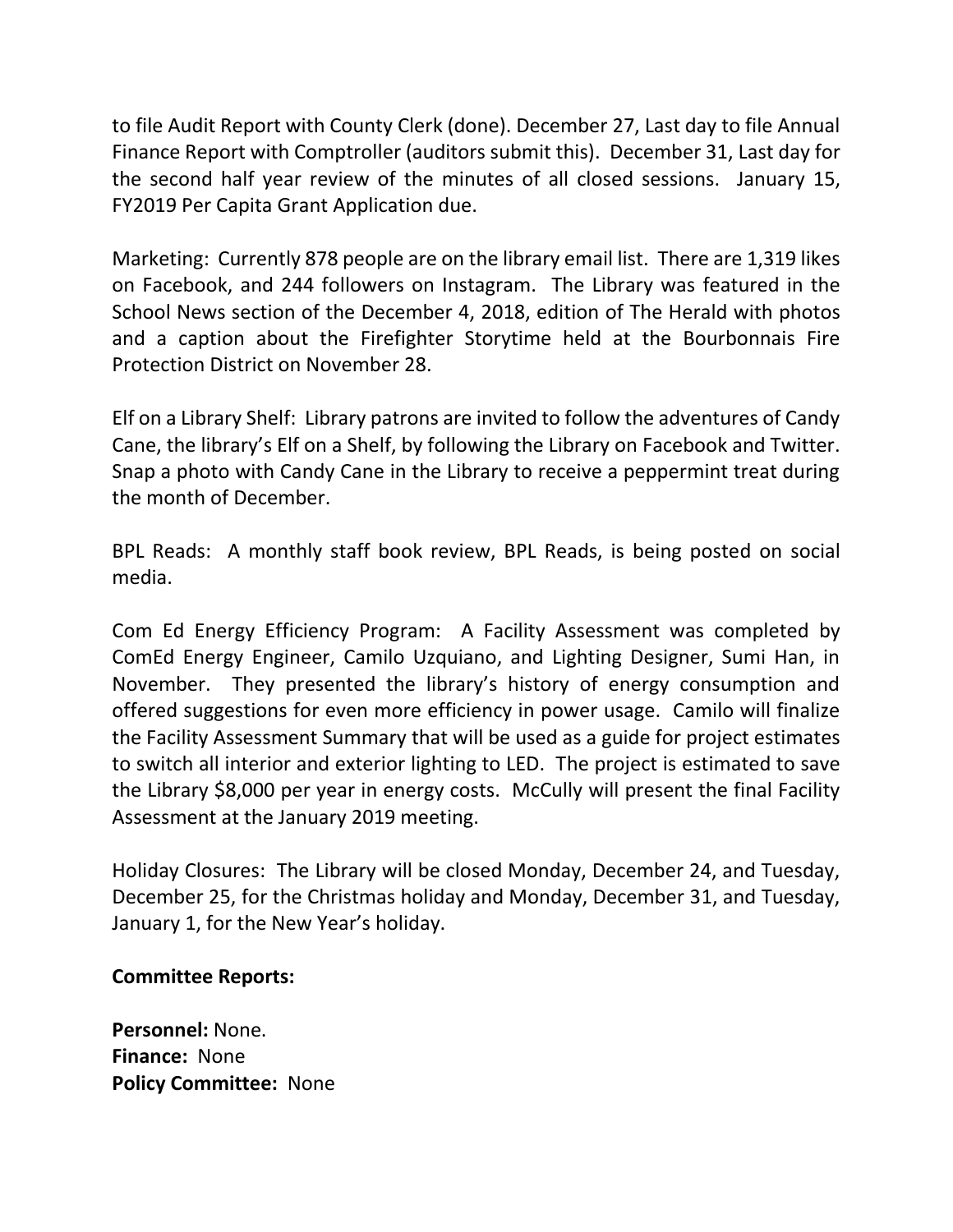to file Audit Report with County Clerk (done). December 27, Last day to file Annual Finance Report with Comptroller (auditors submit this). December 31, Last day for the second half year review of the minutes of all closed sessions. January 15, FY2019 Per Capita Grant Application due.

Marketing: Currently 878 people are on the library email list. There are 1,319 likes on Facebook, and 244 followers on Instagram. The Library was featured in the School News section of the December 4, 2018, edition of The Herald with photos and a caption about the Firefighter Storytime held at the Bourbonnais Fire Protection District on November 28.

Elf on a Library Shelf: Library patrons are invited to follow the adventures of Candy Cane, the library's Elf on a Shelf, by following the Library on Facebook and Twitter. Snap a photo with Candy Cane in the Library to receive a peppermint treat during the month of December.

BPL Reads: A monthly staff book review, BPL Reads, is being posted on social media.

Com Ed Energy Efficiency Program: A Facility Assessment was completed by ComEd Energy Engineer, Camilo Uzquiano, and Lighting Designer, Sumi Han, in November. They presented the library's history of energy consumption and offered suggestions for even more efficiency in power usage. Camilo will finalize the Facility Assessment Summary that will be used as a guide for project estimates to switch all interior and exterior lighting to LED. The project is estimated to save the Library $8,000 per year in energy costs. McCully will present the final Facility Assessment at the January 2019 meeting.

Holiday Closures: The Library will be closed Monday, December 24, and Tuesday, December 25, for the Christmas holiday and Monday, December 31, and Tuesday, January 1, for the New Year's holiday.

**Committee Reports:**

**Personnel:** None.
**Finance:** None
**Policy Committee:** None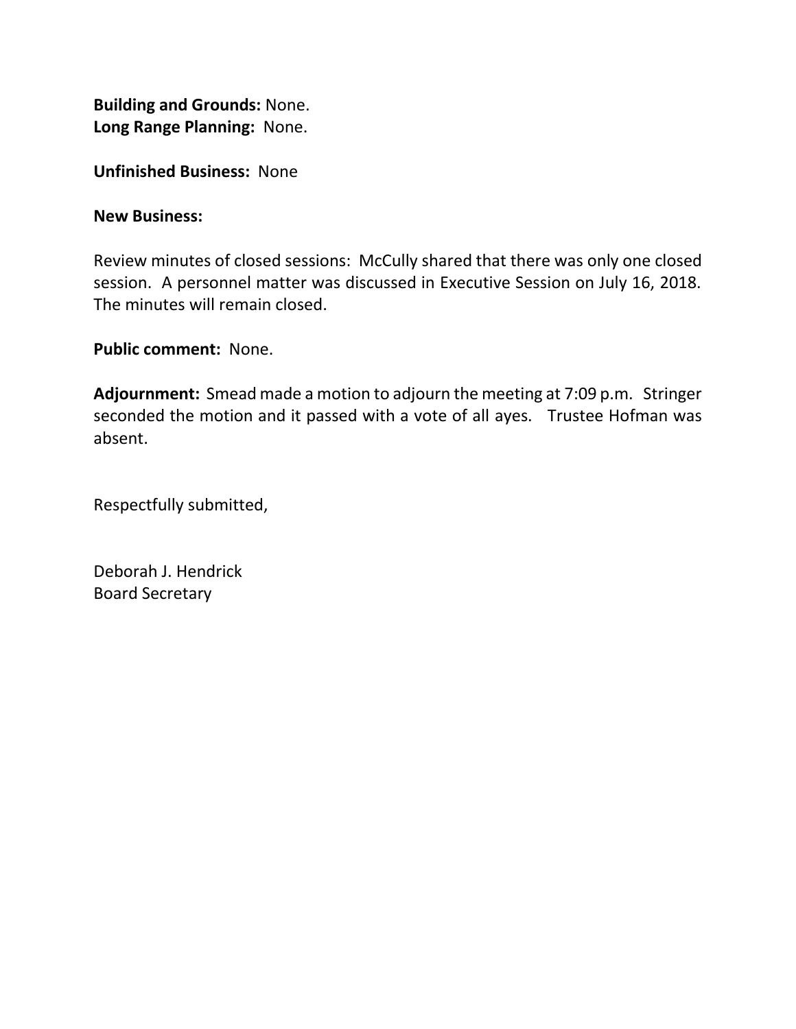**Building and Grounds:** None.
**Long Range Planning:** None.

**Unfinished Business:** None

**New Business:**

Review minutes of closed sessions: McCully shared that there was only one closed session. A personnel matter was discussed in Executive Session on July 16, 2018. The minutes will remain closed.

**Public comment:** None.

**Adjournment:** Smead made a motion to adjourn the meeting at 7:09 p.m. Stringer seconded the motion and it passed with a vote of all ayes. Trustee Hofman was absent.

Respectfully submitted,

Deborah J. Hendrick
Board Secretary